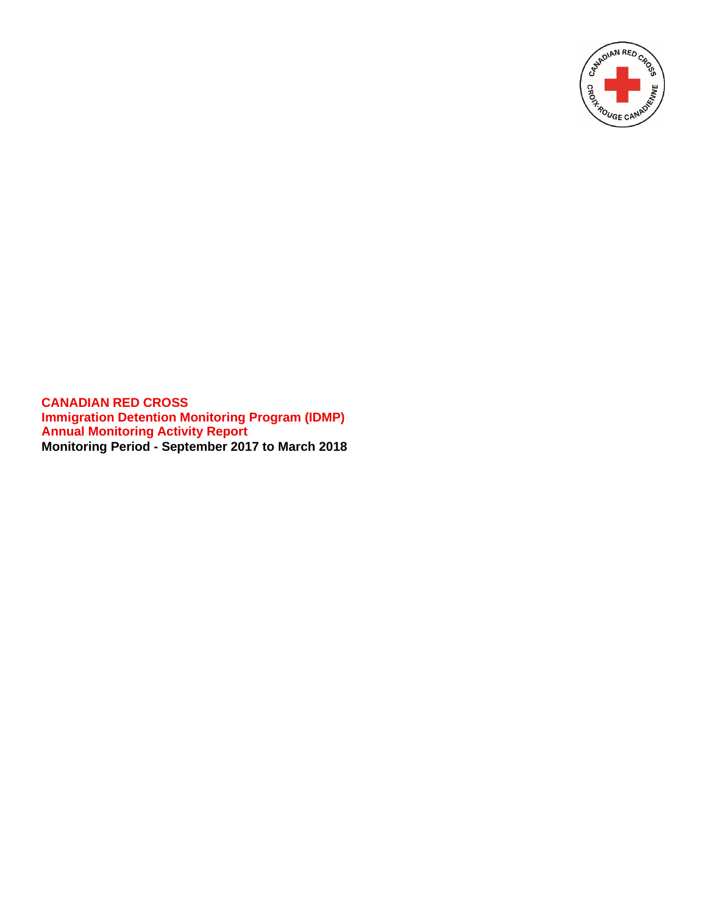**CANADIAN RED CROSS**
**Immigration Detention Monitoring Program (IDMP)**
**Annual Monitoring Activity Report**
**Monitoring Period - September 2017 to March 2018**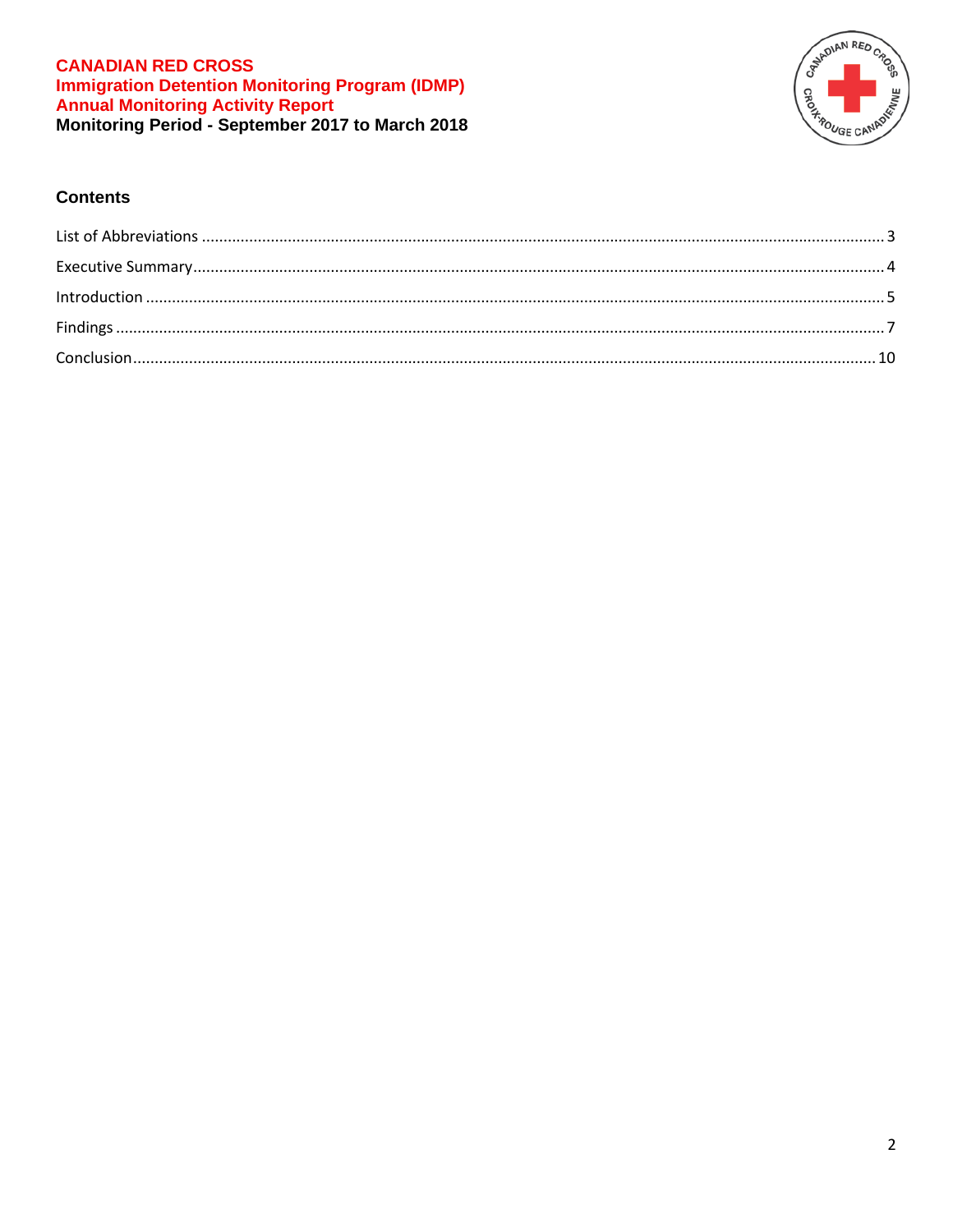**CANADIAN RED CROSS**
**Immigration Detention Monitoring Program (IDMP)**
**Annual Monitoring Activity Report**
**Monitoring Period - September 2017 to March 2018**

## Contents

List of Abbreviations ........................................................................ 3

Executive Summary ........................................................................ 4

Introduction ........................................................................ 5

Findings ........................................................................ 7

Conclusion ........................................................................ 10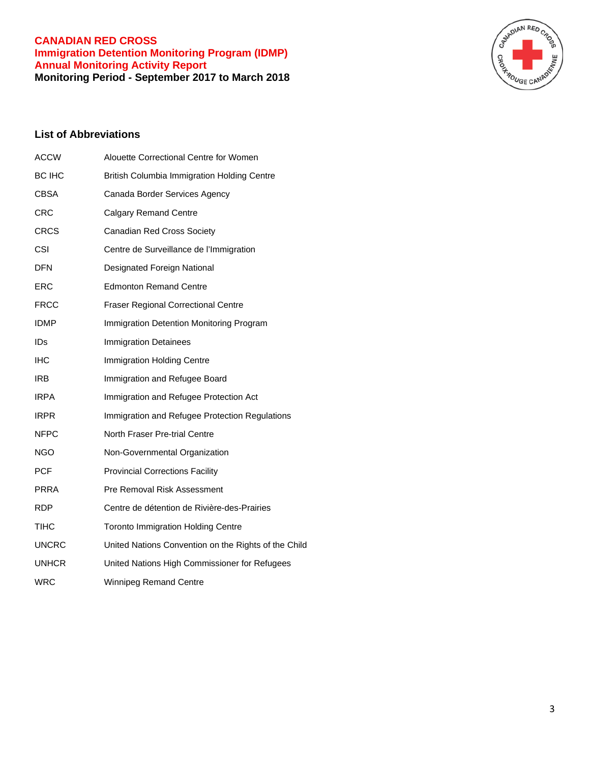**CANADIAN RED CROSS**
**Immigration Detention Monitoring Program (IDMP)**
**Annual Monitoring Activity Report**
**Monitoring Period - September 2017 to March 2018**

## List of Abbreviations

| | |
|---|---|
| ACCW | Alouette Correctional Centre for Women |
| BC IHC | British Columbia Immigration Holding Centre |
| CBSA | Canada Border Services Agency |
| CRC | Calgary Remand Centre |
| CRCS | Canadian Red Cross Society |
| CSI | Centre de Surveillance de l'Immigration |
| DFN | Designated Foreign National |
| ERC | Edmonton Remand Centre |
| FRCC | Fraser Regional Correctional Centre |
| IDMP | Immigration Detention Monitoring Program |
| IDs | Immigration Detainees |
| IHC | Immigration Holding Centre |
| IRB | Immigration and Refugee Board |
| IRPA | Immigration and Refugee Protection Act |
| IRPR | Immigration and Refugee Protection Regulations |
| NFPC | North Fraser Pre-trial Centre |
| NGO | Non-Governmental Organization |
| PCF | Provincial Corrections Facility |
| PRRA | Pre Removal Risk Assessment |
| RDP | Centre de détention de Rivière-des-Prairies |
| TIHC | Toronto Immigration Holding Centre |
| UNCRC | United Nations Convention on the Rights of the Child |
| UNHCR | United Nations High Commissioner for Refugees |
| WRC | Winnipeg Remand Centre |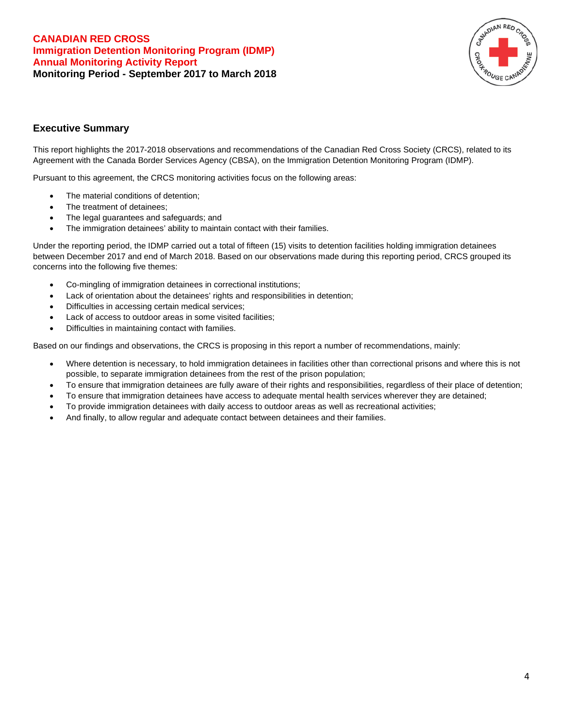**CANADIAN RED CROSS**
**Immigration Detention Monitoring Program (IDMP)**
**Annual Monitoring Activity Report**
**Monitoring Period - September 2017 to March 2018**

## Executive Summary

This report highlights the 2017-2018 observations and recommendations of the Canadian Red Cross Society (CRCS), related to its Agreement with the Canada Border Services Agency (CBSA), on the Immigration Detention Monitoring Program (IDMP).

Pursuant to this agreement, the CRCS monitoring activities focus on the following areas:

- The material conditions of detention;
- The treatment of detainees;
- The legal guarantees and safeguards; and
- The immigration detainees' ability to maintain contact with their families.

Under the reporting period, the IDMP carried out a total of fifteen (15) visits to detention facilities holding immigration detainees between December 2017 and end of March 2018. Based on our observations made during this reporting period, CRCS grouped its concerns into the following five themes:

- Co-mingling of immigration detainees in correctional institutions;
- Lack of orientation about the detainees' rights and responsibilities in detention;
- Difficulties in accessing certain medical services;
- Lack of access to outdoor areas in some visited facilities;
- Difficulties in maintaining contact with families.

Based on our findings and observations, the CRCS is proposing in this report a number of recommendations, mainly:

- Where detention is necessary, to hold immigration detainees in facilities other than correctional prisons and where this is not possible, to separate immigration detainees from the rest of the prison population;
- To ensure that immigration detainees are fully aware of their rights and responsibilities, regardless of their place of detention;
- To ensure that immigration detainees have access to adequate mental health services wherever they are detained;
- To provide immigration detainees with daily access to outdoor areas as well as recreational activities;
- And finally, to allow regular and adequate contact between detainees and their families.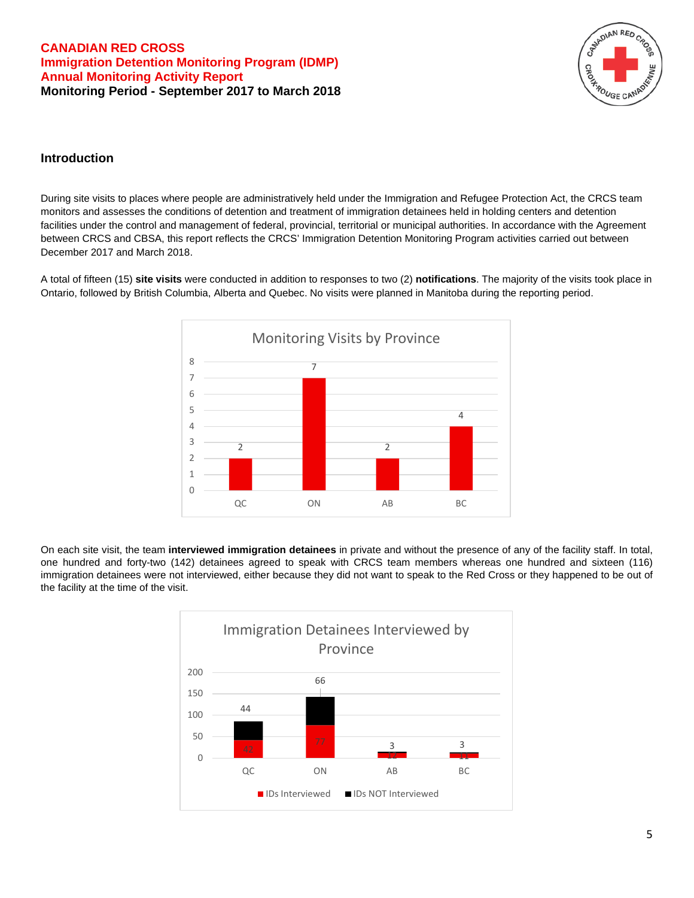# CANADIAN RED CROSS
## Immigration Detention Monitoring Program (IDMP)
## Annual Monitoring Activity Report
**Monitoring Period - September 2017 to March 2018**

### Introduction

During site visits to places where people are administratively held under the Immigration and Refugee Protection Act, the CRCS team monitors and assesses the conditions of detention and treatment of immigration detainees held in holding centers and detention facilities under the control and management of federal, provincial, territorial or municipal authorities. In accordance with the Agreement between CRCS and CBSA, this report reflects the CRCS' Immigration Detention Monitoring Program activities carried out between December 2017 and March 2018.

A total of fifteen (15) **site visits** were conducted in addition to responses to two (2) **notifications**. The majority of the visits took place in Ontario, followed by British Columbia, Alberta and Quebec. No visits were planned in Manitoba during the reporting period.

**Monitoring Visits by Province**

| Province | Visits |
|---|---|
| QC | 2 |
| ON | 7 |
| AB | 2 |
| BC | 4 |

On each site visit, the team **interviewed immigration detainees** in private and without the presence of any of the facility staff. In total, one hundred and forty-two (142) detainees agreed to speak with CRCS team members whereas one hundred and sixteen (116) immigration detainees were not interviewed, either because they did not want to speak to the Red Cross or they happened to be out of the facility at the time of the visit.

**Immigration Detainees Interviewed by Province**

| Province | IDs Interviewed | IDs NOT Interviewed |
|---|---|---|
| QC | 42 | 44 |
| ON | 77 | 66 |
| AB | 12 | 3 |
| BC | 11 | 3 |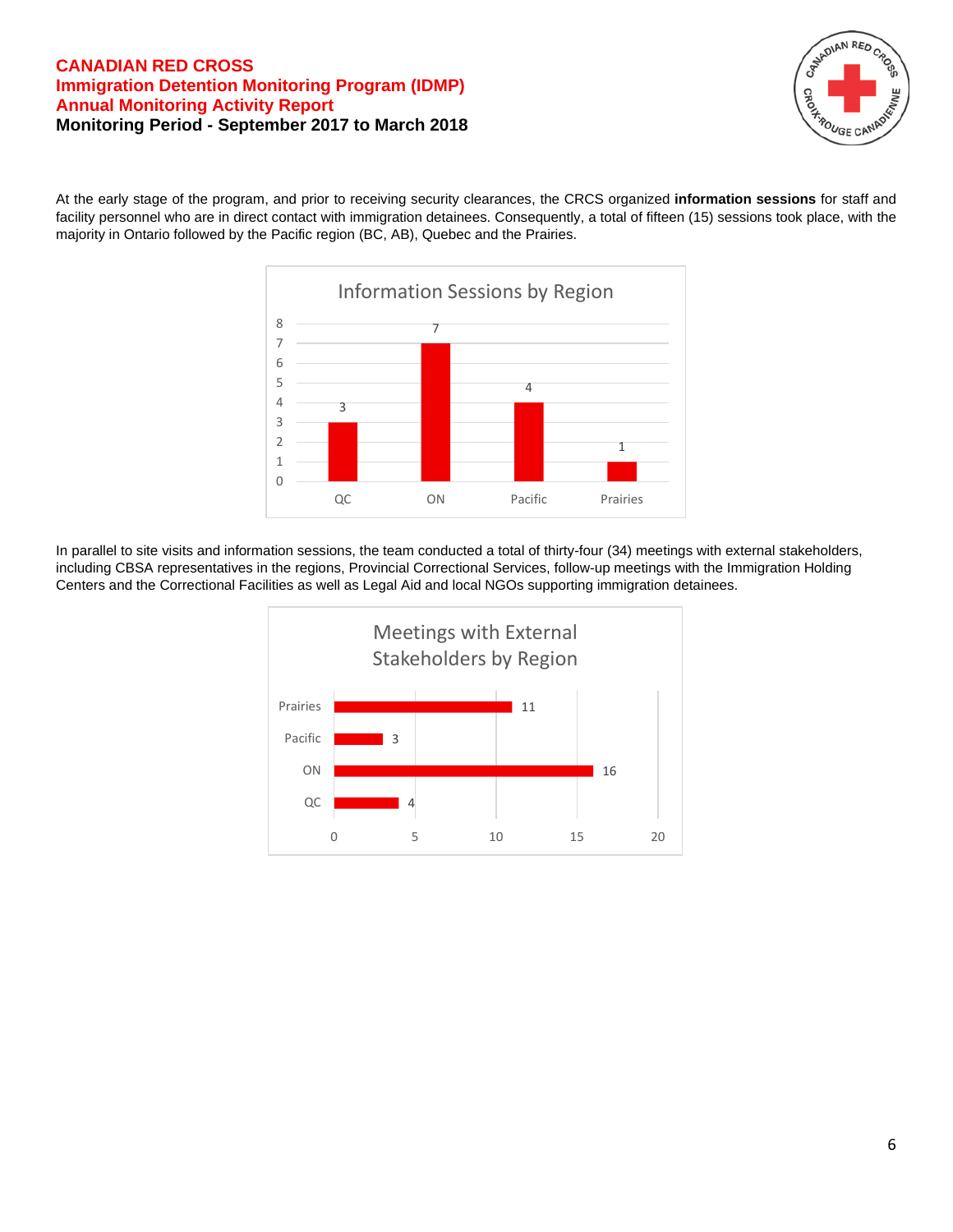At the early stage of the program, and prior to receiving security clearances, the CRCS organized **information sessions** for staff and facility personnel who are in direct contact with immigration detainees. Consequently, a total of fifteen (15) sessions took place, with the majority in Ontario followed by the Pacific region (BC, AB), Quebec and the Prairies.

**Information Sessions by Region**

| Region | Sessions |
|---|---|
| QC | 3 |
| ON | 7 |
| Pacific | 4 |
| Prairies | 1 |

In parallel to site visits and information sessions, the team conducted a total of thirty-four (34) meetings with external stakeholders, including CBSA representatives in the regions, Provincial Correctional Services, follow-up meetings with the Immigration Holding Centers and the Correctional Facilities as well as Legal Aid and local NGOs supporting immigration detainees.

**Meetings with External Stakeholders by Region**

| Region | Meetings |
|---|---|
| Prairies | 11 |
| Pacific | 3 |
| ON | 16 |
| QC | 4 |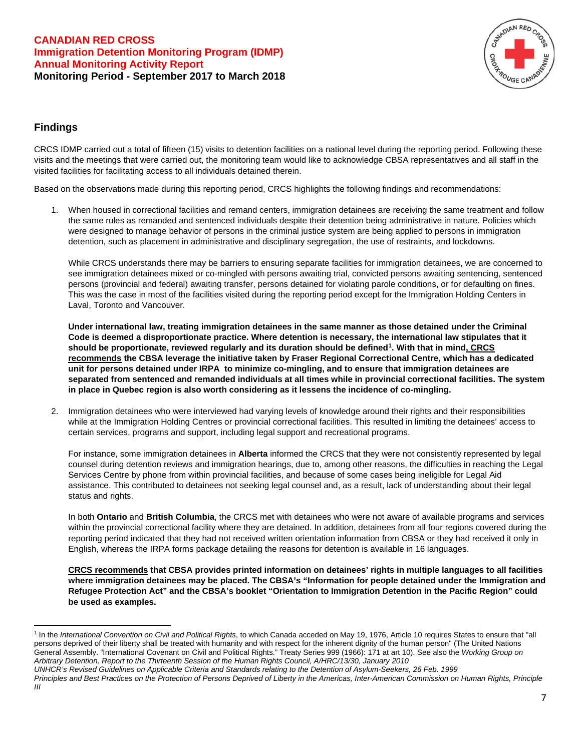## Findings

CRCS IDMP carried out a total of fifteen (15) visits to detention facilities on a national level during the reporting period. Following these visits and the meetings that were carried out, the monitoring team would like to acknowledge CBSA representatives and all staff in the visited facilities for facilitating access to all individuals detained therein.

Based on the observations made during this reporting period, CRCS highlights the following findings and recommendations:

1. When housed in correctional facilities and remand centers, immigration detainees are receiving the same treatment and follow the same rules as remanded and sentenced individuals despite their detention being administrative in nature. Policies which were designed to manage behavior of persons in the criminal justice system are being applied to persons in immigration detention, such as placement in administrative and disciplinary segregation, the use of restraints, and lockdowns.

   While CRCS understands there may be barriers to ensuring separate facilities for immigration detainees, we are concerned to see immigration detainees mixed or co-mingled with persons awaiting trial, convicted persons awaiting sentencing, sentenced persons (provincial and federal) awaiting transfer, persons detained for violating parole conditions, or for defaulting on fines. This was the case in most of the facilities visited during the reporting period except for the Immigration Holding Centers in Laval, Toronto and Vancouver.

   **Under international law, treating immigration detainees in the same manner as those detained under the Criminal Code is deemed a disproportionate practice. Where detention is necessary, the international law stipulates that it should be proportionate, reviewed regularly and its duration should be defined[1]. With that in mind, <u>CRCS recommends</u> the CBSA leverage the initiative taken by Fraser Regional Correctional Centre, which has a dedicated unit for persons detained under IRPA to minimize co-mingling, and to ensure that immigration detainees are separated from sentenced and remanded individuals at all times while in provincial correctional facilities. The system in place in Quebec region is also worth considering as it lessens the incidence of co-mingling.**

2. Immigration detainees who were interviewed had varying levels of knowledge around their rights and their responsibilities while at the Immigration Holding Centres or provincial correctional facilities. This resulted in limiting the detainees' access to certain services, programs and support, including legal support and recreational programs.

   For instance, some immigration detainees in **Alberta** informed the CRCS that they were not consistently represented by legal counsel during detention reviews and immigration hearings, due to, among other reasons, the difficulties in reaching the Legal Services Centre by phone from within provincial facilities, and because of some cases being ineligible for Legal Aid assistance. This contributed to detainees not seeking legal counsel and, as a result, lack of understanding about their legal status and rights.

   In both **Ontario** and **British Columbia**, the CRCS met with detainees who were not aware of available programs and services within the provincial correctional facility where they are detained. In addition, detainees from all four regions covered during the reporting period indicated that they had not received written orientation information from CBSA or they had received it only in English, whereas the IRPA forms package detailing the reasons for detention is available in 16 languages.

   **<u>CRCS recommends</u> that CBSA provides printed information on detainees' rights in multiple languages to all facilities where immigration detainees may be placed. The CBSA's "Information for people detained under the Immigration and Refugee Protection Act" and the CBSA's booklet "Orientation to Immigration Detention in the Pacific Region" could be used as examples.**

---

[1] In the *International Convention on Civil and Political Rights*, to which Canada acceded on May 19, 1976, Article 10 requires States to ensure that "all persons deprived of their liberty shall be treated with humanity and with respect for the inherent dignity of the human person" (The United Nations General Assembly. "International Covenant on Civil and Political Rights." Treaty Series 999 (1966): 171 at art 10). See also the *Working Group on Arbitrary Detention, Report to the Thirteenth Session of the Human Rights Council, A/HRC/13/30, January 2010*
*UNHCR's Revised Guidelines on Applicable Criteria and Standards relating to the Detention of Asylum-Seekers, 26 Feb. 1999*
*Principles and Best Practices on the Protection of Persons Deprived of Liberty in the Americas, Inter-American Commission on Human Rights, Principle III*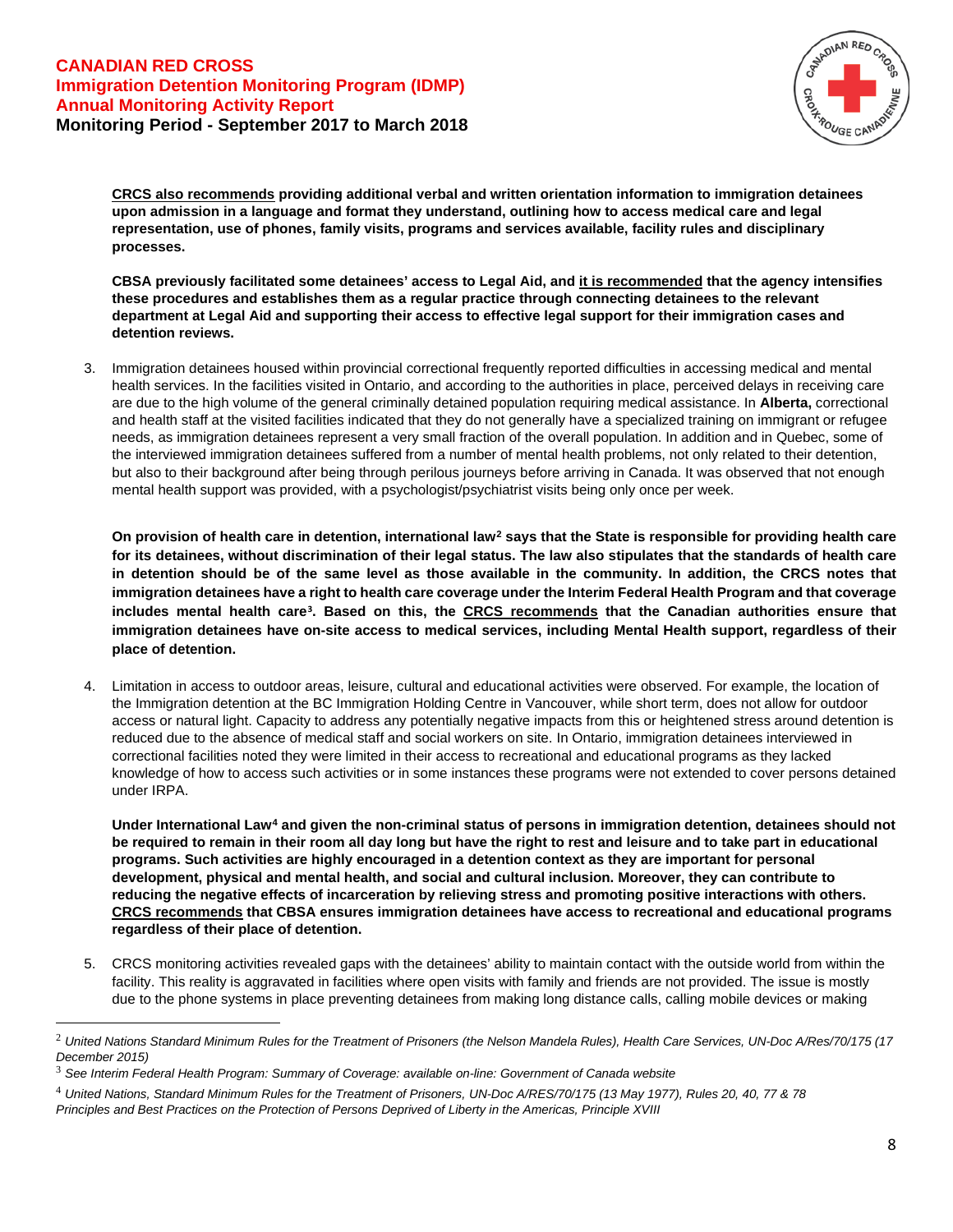**<u>CRCS also recommends</u> providing additional verbal and written orientation information to immigration detainees upon admission in a language and format they understand, outlining how to access medical care and legal representation, use of phones, family visits, programs and services available, facility rules and disciplinary processes.**

**CBSA previously facilitated some detainees' access to Legal Aid, and <u>it is recommended</u> that the agency intensifies these procedures and establishes them as a regular practice through connecting detainees to the relevant department at Legal Aid and supporting their access to effective legal support for their immigration cases and detention reviews.**

3. Immigration detainees housed within provincial correctional frequently reported difficulties in accessing medical and mental health services. In the facilities visited in Ontario, and according to the authorities in place, perceived delays in receiving care are due to the high volume of the general criminally detained population requiring medical assistance. In **Alberta,** correctional and health staff at the visited facilities indicated that they do not generally have a specialized training on immigrant or refugee needs, as immigration detainees represent a very small fraction of the overall population. In addition and in Quebec, some of the interviewed immigration detainees suffered from a number of mental health problems, not only related to their detention, but also to their background after being through perilous journeys before arriving in Canada. It was observed that not enough mental health support was provided, with a psychologist/psychiatrist visits being only once per week.

   **On provision of health care in detention, international law[2] says that the State is responsible for providing health care for its detainees, without discrimination of their legal status. The law also stipulates that the standards of health care in detention should be of the same level as those available in the community. In addition, the CRCS notes that immigration detainees have a right to health care coverage under the Interim Federal Health Program and that coverage includes mental health care[3]. Based on this, the <u>CRCS recommends</u> that the Canadian authorities ensure that immigration detainees have on-site access to medical services, including Mental Health support, regardless of their place of detention.**

4. Limitation in access to outdoor areas, leisure, cultural and educational activities were observed. For example, the location of the Immigration detention at the BC Immigration Holding Centre in Vancouver, while short term, does not allow for outdoor access or natural light. Capacity to address any potentially negative impacts from this or heightened stress around detention is reduced due to the absence of medical staff and social workers on site. In Ontario, immigration detainees interviewed in correctional facilities noted they were limited in their access to recreational and educational programs as they lacked knowledge of how to access such activities or in some instances these programs were not extended to cover persons detained under IRPA.

   **Under International Law[4] and given the non-criminal status of persons in immigration detention, detainees should not be required to remain in their room all day long but have the right to rest and leisure and to take part in educational programs. Such activities are highly encouraged in a detention context as they are important for personal development, physical and mental health, and social and cultural inclusion. Moreover, they can contribute to reducing the negative effects of incarceration by relieving stress and promoting positive interactions with others. <u>CRCS recommends</u> that CBSA ensures immigration detainees have access to recreational and educational programs regardless of their place of detention.**

5. CRCS monitoring activities revealed gaps with the detainees' ability to maintain contact with the outside world from within the facility. This reality is aggravated in facilities where open visits with family and friends are not provided. The issue is mostly due to the phone systems in place preventing detainees from making long distance calls, calling mobile devices or making

---

[2] *United Nations Standard Minimum Rules for the Treatment of Prisoners (the Nelson Mandela Rules), Health Care Services, UN-Doc A/Res/70/175 (17 December 2015)*

[3] *See Interim Federal Health Program: Summary of Coverage: available on-line: Government of Canada website*

[4] *United Nations, Standard Minimum Rules for the Treatment of Prisoners, UN-Doc A/RES/70/175 (13 May 1977), Rules 20, 40, 77 & 78 Principles and Best Practices on the Protection of Persons Deprived of Liberty in the Americas, Principle XVIII*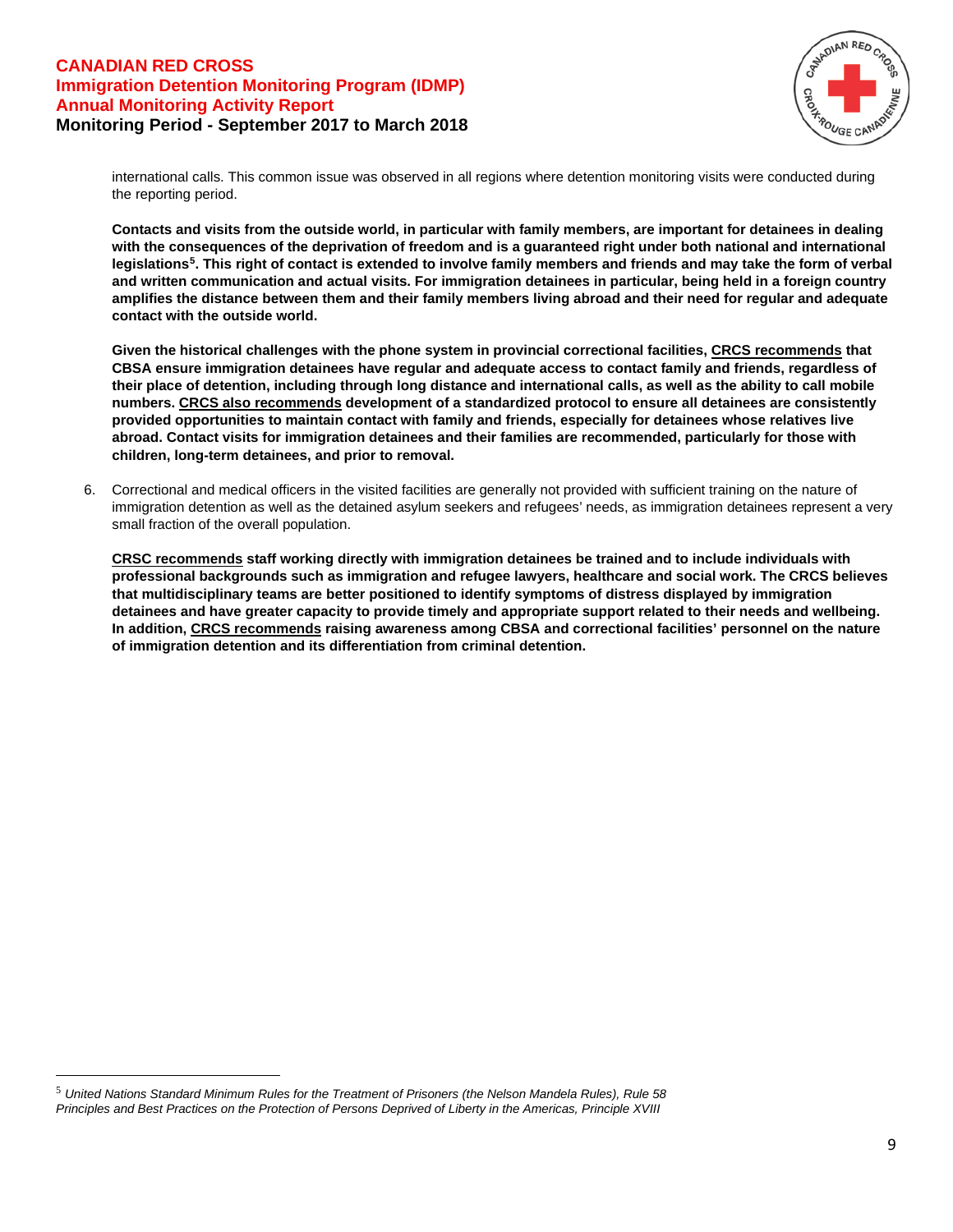international calls. This common issue was observed in all regions where detention monitoring visits were conducted during the reporting period.

**Contacts and visits from the outside world, in particular with family members, are important for detainees in dealing with the consequences of the deprivation of freedom and is a guaranteed right under both national and international legislations[5]. This right of contact is extended to involve family members and friends and may take the form of verbal and written communication and actual visits. For immigration detainees in particular, being held in a foreign country amplifies the distance between them and their family members living abroad and their need for regular and adequate contact with the outside world.**

**Given the historical challenges with the phone system in provincial correctional facilities, <u>CRCS recommends</u> that CBSA ensure immigration detainees have regular and adequate access to contact family and friends, regardless of their place of detention, including through long distance and international calls, as well as the ability to call mobile numbers. <u>CRCS also recommends</u> development of a standardized protocol to ensure all detainees are consistently provided opportunities to maintain contact with family and friends, especially for detainees whose relatives live abroad. Contact visits for immigration detainees and their families are recommended, particularly for those with children, long-term detainees, and prior to removal.**

6. Correctional and medical officers in the visited facilities are generally not provided with sufficient training on the nature of immigration detention as well as the detained asylum seekers and refugees' needs, as immigration detainees represent a very small fraction of the overall population.

   **<u>CRSC recommends</u> staff working directly with immigration detainees be trained and to include individuals with professional backgrounds such as immigration and refugee lawyers, healthcare and social work. The CRCS believes that multidisciplinary teams are better positioned to identify symptoms of distress displayed by immigration detainees and have greater capacity to provide timely and appropriate support related to their needs and wellbeing. In addition, <u>CRCS recommends</u> raising awareness among CBSA and correctional facilities' personnel on the nature of immigration detention and its differentiation from criminal detention.**

---

[5] *United Nations Standard Minimum Rules for the Treatment of Prisoners (the Nelson Mandela Rules), Rule 58*
*Principles and Best Practices on the Protection of Persons Deprived of Liberty in the Americas, Principle XVIII*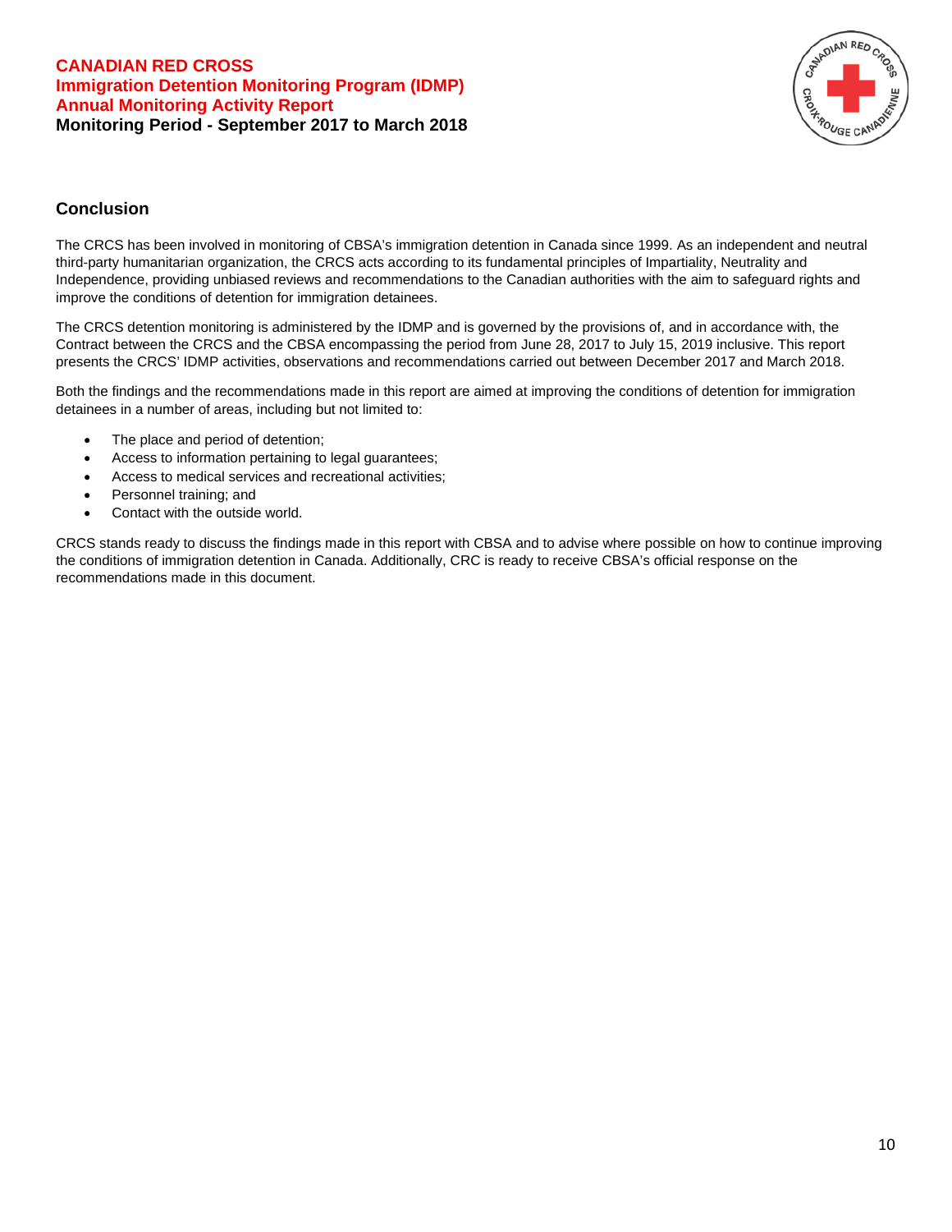## Conclusion

The CRCS has been involved in monitoring of CBSA's immigration detention in Canada since 1999. As an independent and neutral third-party humanitarian organization, the CRCS acts according to its fundamental principles of Impartiality, Neutrality and Independence, providing unbiased reviews and recommendations to the Canadian authorities with the aim to safeguard rights and improve the conditions of detention for immigration detainees.

The CRCS detention monitoring is administered by the IDMP and is governed by the provisions of, and in accordance with, the Contract between the CRCS and the CBSA encompassing the period from June 28, 2017 to July 15, 2019 inclusive. This report presents the CRCS' IDMP activities, observations and recommendations carried out between December 2017 and March 2018.

Both the findings and the recommendations made in this report are aimed at improving the conditions of detention for immigration detainees in a number of areas, including but not limited to:

- The place and period of detention;
- Access to information pertaining to legal guarantees;
- Access to medical services and recreational activities;
- Personnel training; and
- Contact with the outside world.

CRCS stands ready to discuss the findings made in this report with CBSA and to advise where possible on how to continue improving the conditions of immigration detention in Canada. Additionally, CRC is ready to receive CBSA's official response on the recommendations made in this document.